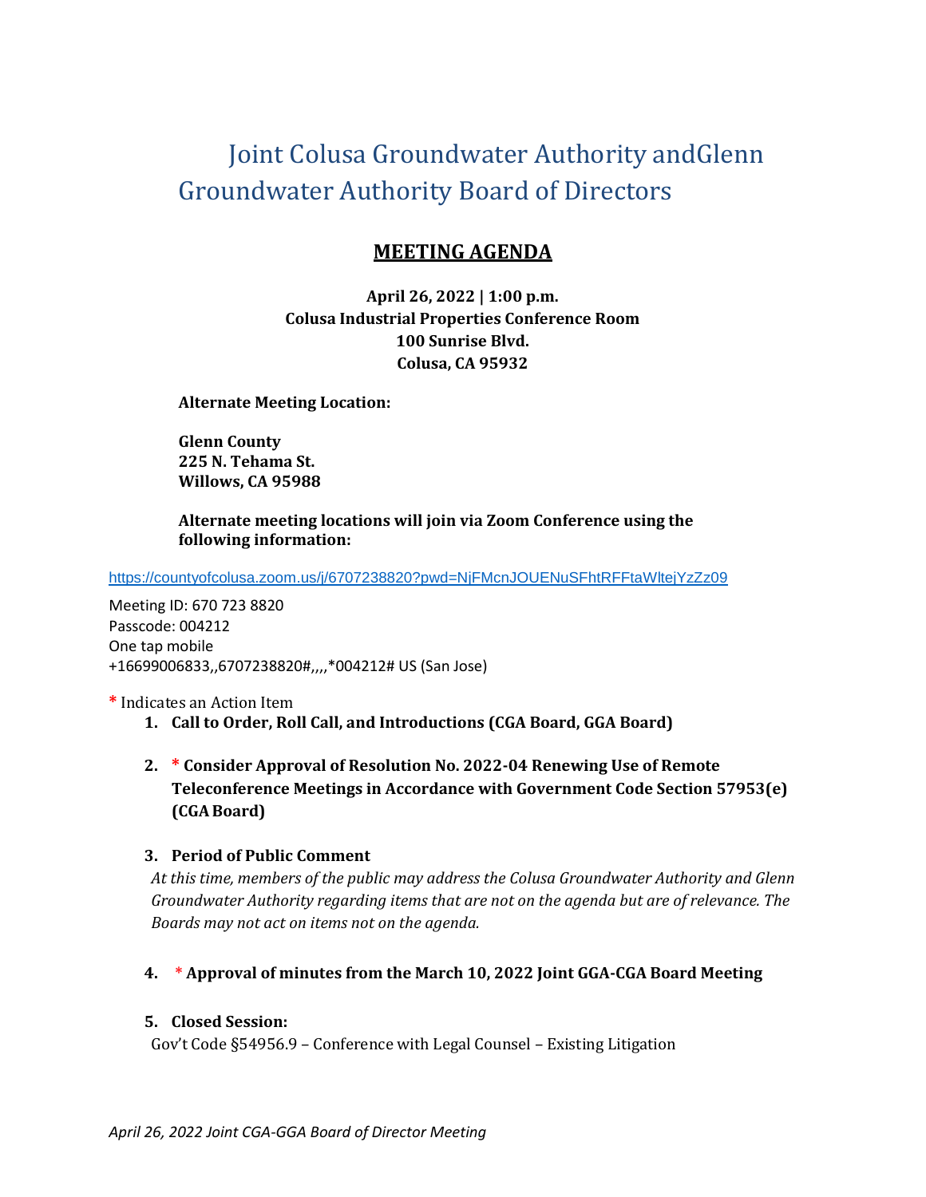# Joint Colusa Groundwater Authority andGlenn Groundwater Authority Board of Directors

## MEETING AGENDA

**April 26, 2022 | 1:00 p.m.**
**Colusa Industrial Properties Conference Room**
**100 Sunrise Blvd.**
**Colusa, CA 95932**

**Alternate Meeting Location:**

**Glenn County**
**225 N. Tehama St.**
**Willows, CA 95988**

**Alternate meeting locations will join via Zoom Conference using the following information:**

https://countyofcolusa.zoom.us/j/6707238820?pwd=NjFMcnJOUENuSFhtRFFtaWltejYzZz09

Meeting ID: 670 723 8820
Passcode: 004212
One tap mobile
+16699006833,,6707238820#,,,,*004212# US (San Jose)

**\*** Indicates an Action Item

1. **Call to Order, Roll Call, and Introductions (CGA Board, GGA Board)**

2. **\* Consider Approval of Resolution No. 2022-04 Renewing Use of Remote Teleconference Meetings in Accordance with Government Code Section 57953(e) (CGA Board)**

3. **Period of Public Comment**
   *At this time, members of the public may address the Colusa Groundwater Authority and Glenn Groundwater Authority regarding items that are not on the agenda but are of relevance. The Boards may not act on items not on the agenda.*

4. **\* Approval of minutes from the March 10, 2022 Joint GGA-CGA Board Meeting**

5. **Closed Session:**
   Gov't Code §54956.9 – Conference with Legal Counsel – Existing Litigation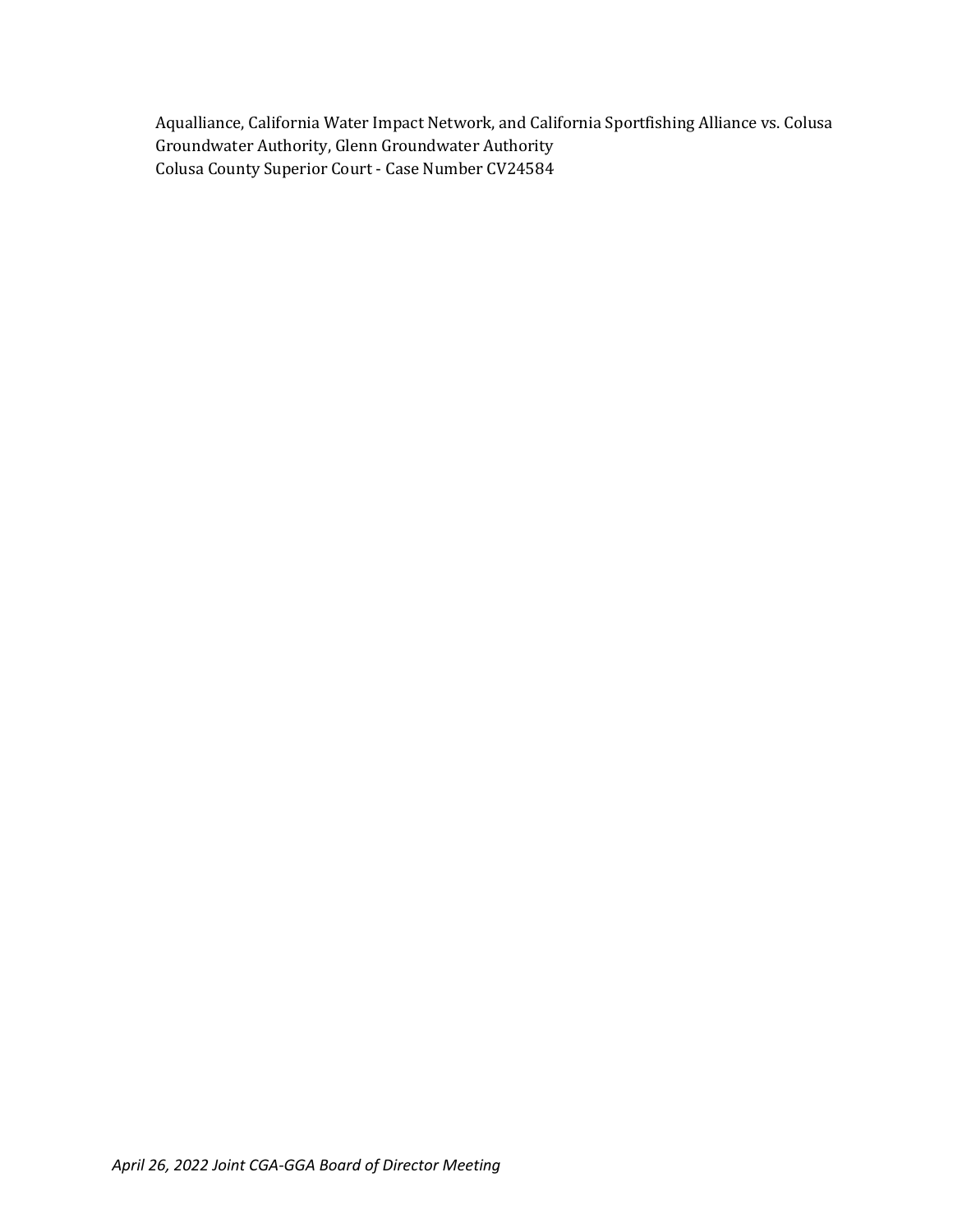Aqualliance, California Water Impact Network, and California Sportfishing Alliance vs. Colusa Groundwater Authority, Glenn Groundwater Authority
Colusa County Superior Court - Case Number CV24584